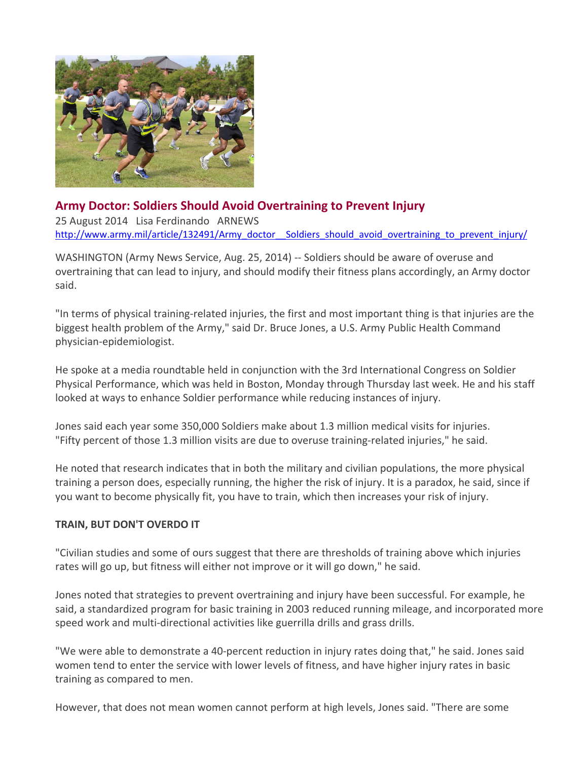## Army Doctor: Soldiers Should Avoid Overtraining to Prevent Injury

25 August 2014 Lisa Ferdinando ARNEWS

http://www.army.mil/article/132491/Army_doctor__Soldiers_should_avoid_overtraining_to_prevent_injury/

WASHINGTON (Army News Service, Aug. 25, 2014) -- Soldiers should be aware of overuse and overtraining that can lead to injury, and should modify their fitness plans accordingly, an Army doctor said.

"In terms of physical training-related injuries, the first and most important thing is that injuries are the biggest health problem of the Army," said Dr. Bruce Jones, a U.S. Army Public Health Command physician-epidemiologist.

He spoke at a media roundtable held in conjunction with the 3rd International Congress on Soldier Physical Performance, which was held in Boston, Monday through Thursday last week. He and his staff looked at ways to enhance Soldier performance while reducing instances of injury.

Jones said each year some 350,000 Soldiers make about 1.3 million medical visits for injuries. "Fifty percent of those 1.3 million visits are due to overuse training-related injuries," he said.

He noted that research indicates that in both the military and civilian populations, the more physical training a person does, especially running, the higher the risk of injury. It is a paradox, he said, since if you want to become physically fit, you have to train, which then increases your risk of injury.

**TRAIN, BUT DON'T OVERDO IT**

"Civilian studies and some of ours suggest that there are thresholds of training above which injuries rates will go up, but fitness will either not improve or it will go down," he said.

Jones noted that strategies to prevent overtraining and injury have been successful. For example, he said, a standardized program for basic training in 2003 reduced running mileage, and incorporated more speed work and multi-directional activities like guerrilla drills and grass drills.

"We were able to demonstrate a 40-percent reduction in injury rates doing that," he said. Jones said women tend to enter the service with lower levels of fitness, and have higher injury rates in basic training as compared to men.

However, that does not mean women cannot perform at high levels, Jones said. "There are some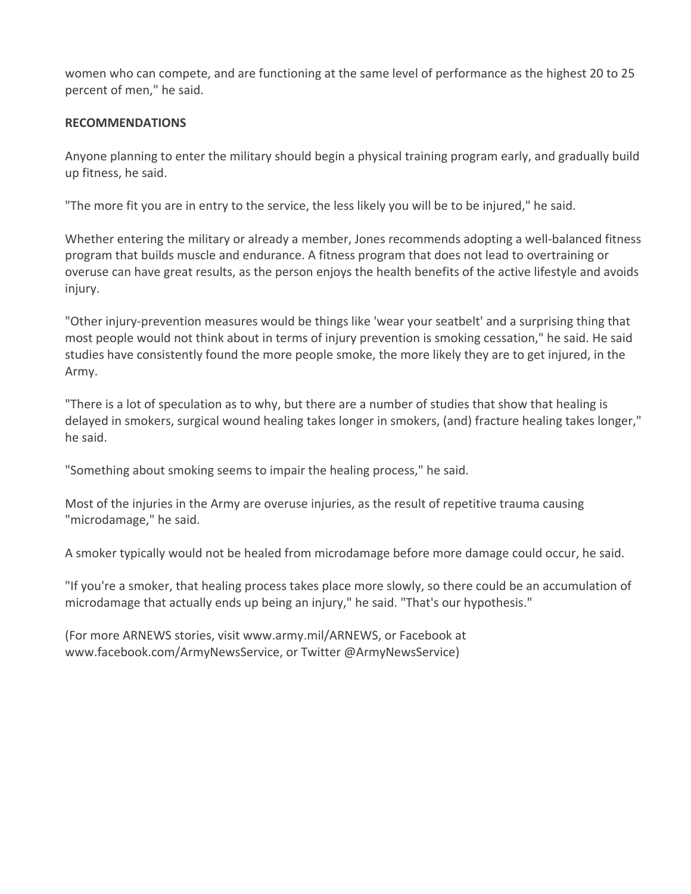women who can compete, and are functioning at the same level of performance as the highest 20 to 25 percent of men," he said.

**RECOMMENDATIONS**

Anyone planning to enter the military should begin a physical training program early, and gradually build up fitness, he said.

"The more fit you are in entry to the service, the less likely you will be to be injured," he said.

Whether entering the military or already a member, Jones recommends adopting a well-balanced fitness program that builds muscle and endurance. A fitness program that does not lead to overtraining or overuse can have great results, as the person enjoys the health benefits of the active lifestyle and avoids injury.

"Other injury-prevention measures would be things like 'wear your seatbelt' and a surprising thing that most people would not think about in terms of injury prevention is smoking cessation," he said. He said studies have consistently found the more people smoke, the more likely they are to get injured, in the Army.

"There is a lot of speculation as to why, but there are a number of studies that show that healing is delayed in smokers, surgical wound healing takes longer in smokers, (and) fracture healing takes longer," he said.

"Something about smoking seems to impair the healing process," he said.

Most of the injuries in the Army are overuse injuries, as the result of repetitive trauma causing "microdamage," he said.

A smoker typically would not be healed from microdamage before more damage could occur, he said.

"If you're a smoker, that healing process takes place more slowly, so there could be an accumulation of microdamage that actually ends up being an injury," he said. "That's our hypothesis."

(For more ARNEWS stories, visit www.army.mil/ARNEWS, or Facebook at www.facebook.com/ArmyNewsService, or Twitter @ArmyNewsService)